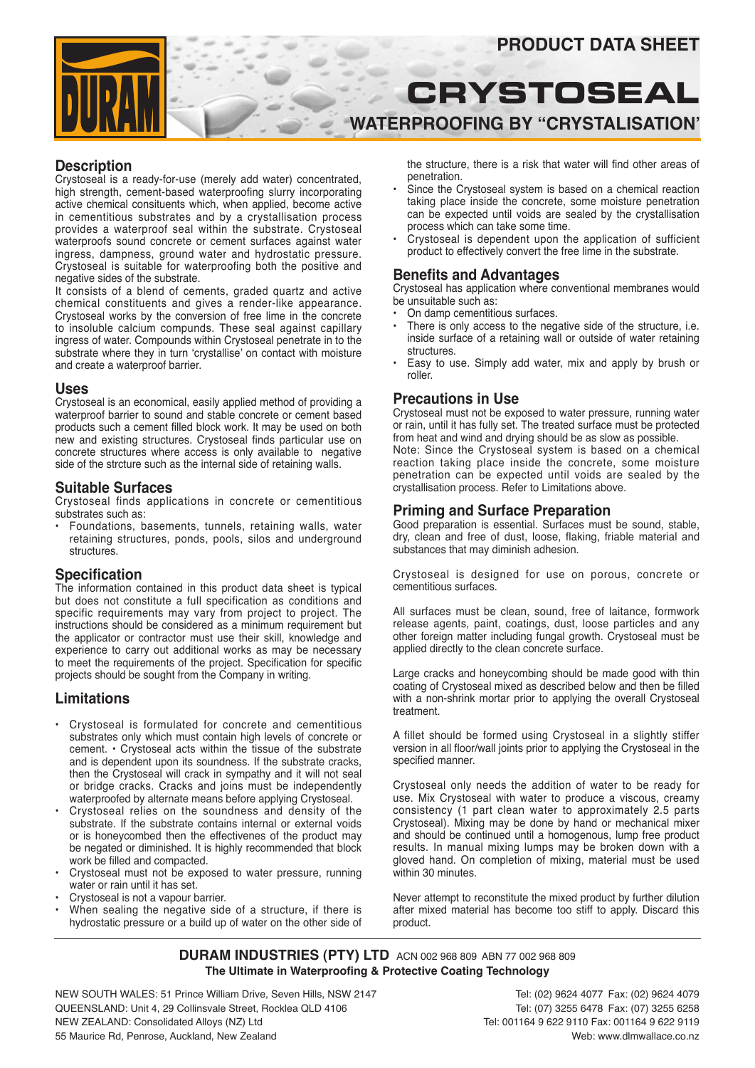PRODUCT DATA SHEET

# CRYSTOSEAL

## WATERPROOFING BY "CRYSTALISATION'

## Description

Crystoseal is a ready-for-use (merely add water) concentrated, high strength, cement-based waterproofing slurry incorporating active chemical consituents which, when applied, become active in cementitious substrates and by a crystallisation process provides a waterproof seal within the substrate. Crystoseal waterproofs sound concrete or cement surfaces against water ingress, dampness, ground water and hydrostatic pressure. Crystoseal is suitable for waterproofing both the positive and negative sides of the substrate.

It consists of a blend of cements, graded quartz and active chemical constituents and gives a render-like appearance. Crystoseal works by the conversion of free lime in the concrete to insoluble calcium compunds. These seal against capillary ingress of water. Compounds within Crystoseal penetrate in to the substrate where they in turn 'crystallise' on contact with moisture and create a waterproof barrier.

## Uses

Crystoseal is an economical, easily applied method of providing a waterproof barrier to sound and stable concrete or cement based products such a cement filled block work. It may be used on both new and existing structures. Crystoseal finds particular use on concrete structures where access is only available to negative side of the strcture such as the internal side of retaining walls.

## Suitable Surfaces

Crystoseal finds applications in concrete or cementitious substrates such as:

- Foundations, basements, tunnels, retaining walls, water retaining structures, ponds, pools, silos and underground structures.

## Specification

The information contained in this product data sheet is typical but does not constitute a full specification as conditions and specific requirements may vary from project to project. The instructions should be considered as a minimum requirement but the applicator or contractor must use their skill, knowledge and experience to carry out additional works as may be necessary to meet the requirements of the project. Specification for specific projects should be sought from the Company in writing.

## Limitations

- Crystoseal is formulated for concrete and cementitious substrates only which must contain high levels of concrete or cement. • Crystoseal acts within the tissue of the substrate and is dependent upon its soundness. If the substrate cracks, then the Crystoseal will crack in sympathy and it will not seal or bridge cracks. Cracks and joins must be independently waterproofed by alternate means before applying Crystoseal.
- Crystoseal relies on the soundness and density of the substrate. If the substrate contains internal or external voids or is honeycombed then the effectivenes of the product may be negated or diminished. It is highly recommended that block work be filled and compacted.
- Crystoseal must not be exposed to water pressure, running water or rain until it has set.
- Crystoseal is not a vapour barrier.
- When sealing the negative side of a structure, if there is hydrostatic pressure or a build up of water on the other side of the structure, there is a risk that water will find other areas of penetration.
- Since the Crystoseal system is based on a chemical reaction taking place inside the concrete, some moisture penetration can be expected until voids are sealed by the crystallisation process which can take some time.
- Crystoseal is dependent upon the application of sufficient product to effectively convert the free lime in the substrate.

## Benefits and Advantages

Crystoseal has application where conventional membranes would be unsuitable such as:

- On damp cementitious surfaces.
- There is only access to the negative side of the structure, i.e. inside surface of a retaining wall or outside of water retaining structures.
- Easy to use. Simply add water, mix and apply by brush or roller.

## Precautions in Use

Crystoseal must not be exposed to water pressure, running water or rain, until it has fully set. The treated surface must be protected from heat and wind and drying should be as slow as possible.

Note: Since the Crystoseal system is based on a chemical reaction taking place inside the concrete, some moisture penetration can be expected until voids are sealed by the crystallisation process. Refer to Limitations above.

## Priming and Surface Preparation

Good preparation is essential. Surfaces must be sound, stable, dry, clean and free of dust, loose, flaking, friable material and substances that may diminish adhesion.

Crystoseal is designed for use on porous, concrete or cementitious surfaces.

All surfaces must be clean, sound, free of laitance, formwork release agents, paint, coatings, dust, loose particles and any other foreign matter including fungal growth. Crystoseal must be applied directly to the clean concrete surface.

Large cracks and honeycombing should be made good with thin coating of Crystoseal mixed as described below and then be filled with a non-shrink mortar prior to applying the overall Crystoseal treatment.

A fillet should be formed using Crystoseal in a slightly stiffer version in all floor/wall joints prior to applying the Crystoseal in the specified manner.

Crystoseal only needs the addition of water to be ready for use. Mix Crystoseal with water to produce a viscous, creamy consistency (1 part clean water to approximately 2.5 parts Crystoseal). Mixing may be done by hand or mechanical mixer and should be continued until a homogenous, lump free product results. In manual mixing lumps may be broken down with a gloved hand. On completion of mixing, material must be used within 30 minutes.

Never attempt to reconstitute the mixed product by further dilution after mixed material has become too stiff to apply. Discard this product.

---

**DURAM INDUSTRIES (PTY) LTD** ACN 002 968 809 ABN 77 002 968 809
**The Ultimate in Waterproofing & Protective Coating Technology**

NEW SOUTH WALES: 51 Prince William Drive, Seven Hills, NSW 2147 — Tel: (02) 9624 4077 Fax: (02) 9624 4079
QUEENSLAND: Unit 4, 29 Collinsvale Street, Rocklea QLD 4106 — Tel: (07) 3255 6478 Fax: (07) 3255 6258
NEW ZEALAND: Consolidated Alloys (NZ) Ltd — Tel: 001164 9 622 9110 Fax: 001164 9 622 9119
55 Maurice Rd, Penrose, Auckland, New Zealand — Web: www.dlmwallace.co.nz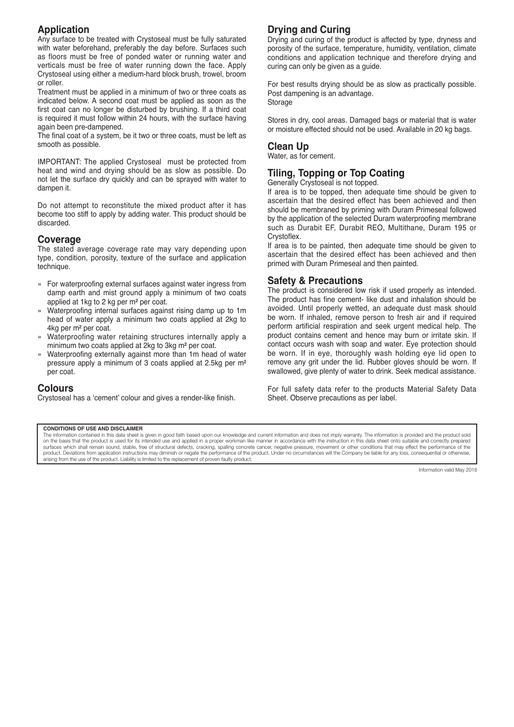## Application

Any surface to be treated with Crystoseal must be fully saturated with water beforehand, preferably the day before. Surfaces such as floors must be free of ponded water or running water and verticals must be free of water running down the face. Apply Crystoseal using either a medium-hard block brush, trowel, broom or roller.

Treatment must be applied in a minimum of two or three coats as indicated below. A second coat must be applied as soon as the first coat can no longer be disturbed by brushing. If a third coat is required it must follow within 24 hours, with the surface having again been pre-dampened.

The final coat of a system, be it two or three coats, must be left as smooth as possible.

IMPORTANT: The applied Crystoseal must be protected from heat and wind and drying should be as slow as possible. Do not let the surface dry quickly and can be sprayed with water to dampen it.

Do not attempt to reconstitute the mixed product after it has become too stiff to apply by adding water. This product should be discarded.

## Coverage

The stated average coverage rate may vary depending upon type, condition, porosity, texture of the surface and application technique.

- For waterproofing external surfaces against water ingress from damp earth and mist ground apply a minimum of two coats applied at 1kg to 2 kg per m² per coat.
- Waterproofing internal surfaces against rising damp up to 1m head of water apply a minimum two coats applied at 2kg to 4kg per m² per coat.
- Waterproofing water retaining structures internally apply a minimum two coats applied at 2kg to 3kg m² per coat.
- Waterproofing externally against more than 1m head of water pressure apply a minimum of 3 coats applied at 2.5kg per m² per coat.

## Colours

Crystoseal has a 'cement' colour and gives a render-like finish.

## Drying and Curing

Drying and curing of the product is affected by type, dryness and porosity of the surface, temperature, humidity, ventilation, climate conditions and application technique and therefore drying and curing can only be given as a guide.

For best results drying should be as slow as practically possible. Post dampening is an advantage.
Storage

Stores in dry, cool areas. Damaged bags or material that is water or moisture effected should not be used. Available in 20 kg bags.

## Clean Up

Water, as for cement.

## Tiling, Topping or Top Coating

Generally Crystoseal is not topped.

If area is to be topped, then adequate time should be given to ascertain that the desired effect has been achieved and then should be membraned by priming with Duram Primeseal followed by the application of the selected Duram waterproofing membrane such as Durabit EF, Durabit REO, Multithane, Duram 195 or Crystoflex.

If area is to be painted, then adequate time should be given to ascertain that the desired effect has been achieved and then primed with Duram Primeseal and then painted.

## Safety & Precautions

The product is considered low risk if used properly as intended. The product has fine cement- like dust and inhalation should be avoided. Until properly wetted, an adequate dust mask should be worn. If inhaled, remove person to fresh air and if required perform artificial respiration and seek urgent medical help. The product contains cement and hence may burn or irritate skin. If contact occurs wash with soap and water. Eye protection should be worn. If in eye, thoroughly wash holding eye lid open to remove any grit under the lid. Rubber gloves should be worn. If swallowed, give plenty of water to drink. Seek medical assistance.

For full safety data refer to the products Material Safety Data Sheet. Observe precautions as per label.

**CONDITIONS OF USE AND DISCLAIMER**

The information contained in this data sheet is given in good faith based upon our knowledge and current information and does not imply warranty. The information is provided and the product sold on the basis that the product is used for its intended use and applied in a proper workman like manner in accordance with the instruction in this data sheet onto suitable and correctly prepared surfaces which shall remain sound, stable, free of structural defects, cracking, spalling concrete cancer, negative pressure, movement or other conditions that may effect the performance of the product. Deviations from application instructions may diminish or negate the performance of the product. Under no circumstances will the Company be liable for any loss, consequential or otherwise, arising from the use of the product. Liability is limited to the replacement of proven faulty product.

Information valid May 2018